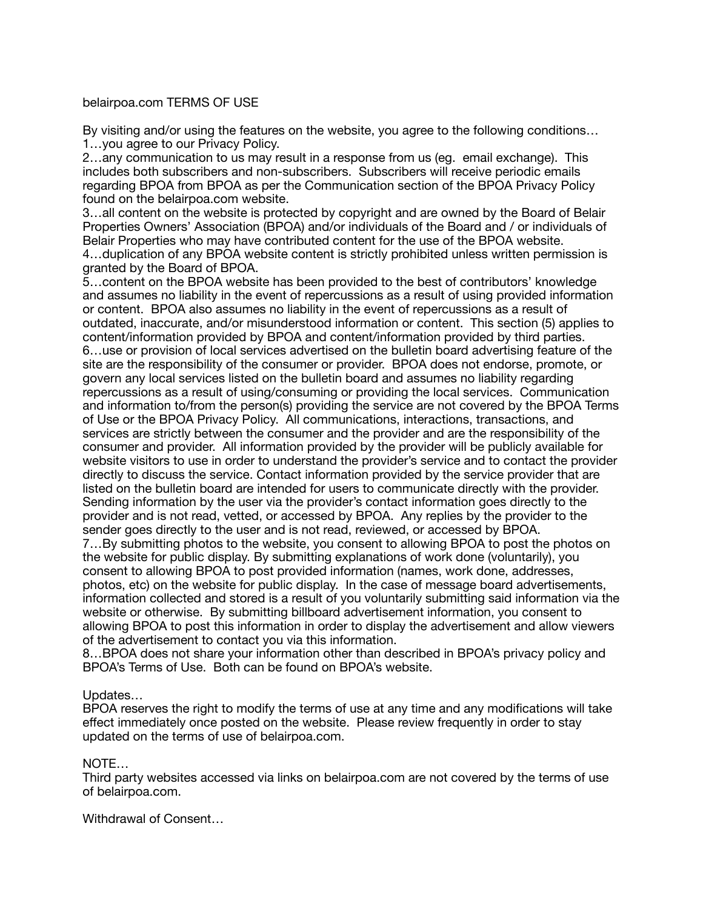belairpoa.com TERMS OF USE

By visiting and/or using the features on the website, you agree to the following conditions…

1…you agree to our Privacy Policy.

2…any communication to us may result in a response from us (eg. email exchange). This includes both subscribers and non-subscribers. Subscribers will receive periodic emails regarding BPOA from BPOA as per the Communication section of the BPOA Privacy Policy found on the belairpoa.com website.

3…all content on the website is protected by copyright and are owned by the Board of Belair Properties Owners' Association (BPOA) and/or individuals of the Board and / or individuals of Belair Properties who may have contributed content for the use of the BPOA website.

4…duplication of any BPOA website content is strictly prohibited unless written permission is granted by the Board of BPOA.

5…content on the BPOA website has been provided to the best of contributors' knowledge and assumes no liability in the event of repercussions as a result of using provided information or content. BPOA also assumes no liability in the event of repercussions as a result of outdated, inaccurate, and/or misunderstood information or content. This section (5) applies to content/information provided by BPOA and content/information provided by third parties.

6…use or provision of local services advertised on the bulletin board advertising feature of the site are the responsibility of the consumer or provider. BPOA does not endorse, promote, or govern any local services listed on the bulletin board and assumes no liability regarding repercussions as a result of using/consuming or providing the local services. Communication and information to/from the person(s) providing the service are not covered by the BPOA Terms of Use or the BPOA Privacy Policy. All communications, interactions, transactions, and services are strictly between the consumer and the provider and are the responsibility of the consumer and provider. All information provided by the provider will be publicly available for website visitors to use in order to understand the provider's service and to contact the provider directly to discuss the service. Contact information provided by the service provider that are listed on the bulletin board are intended for users to communicate directly with the provider. Sending information by the user via the provider's contact information goes directly to the provider and is not read, vetted, or accessed by BPOA. Any replies by the provider to the sender goes directly to the user and is not read, reviewed, or accessed by BPOA.

7…By submitting photos to the website, you consent to allowing BPOA to post the photos on the website for public display. By submitting explanations of work done (voluntarily), you consent to allowing BPOA to post provided information (names, work done, addresses, photos, etc) on the website for public display. In the case of message board advertisements, information collected and stored is a result of you voluntarily submitting said information via the website or otherwise. By submitting billboard advertisement information, you consent to allowing BPOA to post this information in order to display the advertisement and allow viewers of the advertisement to contact you via this information.

8…BPOA does not share your information other than described in BPOA's privacy policy and BPOA's Terms of Use. Both can be found on BPOA's website.

Updates…

BPOA reserves the right to modify the terms of use at any time and any modifications will take effect immediately once posted on the website. Please review frequently in order to stay updated on the terms of use of belairpoa.com.

NOTE…

Third party websites accessed via links on belairpoa.com are not covered by the terms of use of belairpoa.com.

Withdrawal of Consent…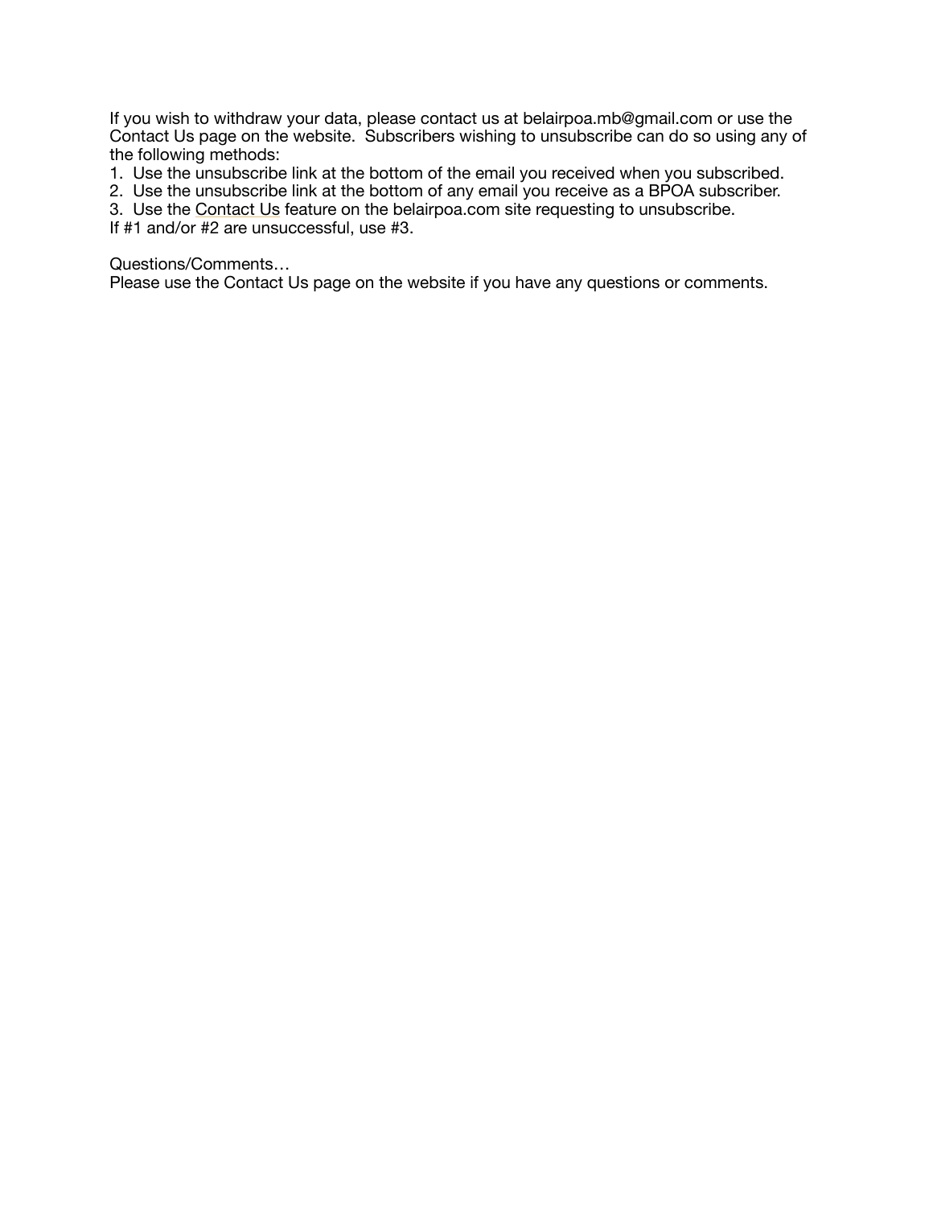If you wish to withdraw your data, please contact us at belairpoa.mb@gmail.com or use the Contact Us page on the website.  Subscribers wishing to unsubscribe can do so using any of the following methods:

1. Use the unsubscribe link at the bottom of the email you received when you subscribed.
2. Use the unsubscribe link at the bottom of any email you receive as a BPOA subscriber.
3. Use the Contact Us feature on the belairpoa.com site requesting to unsubscribe.

If #1 and/or #2 are unsuccessful, use #3.

Questions/Comments…

Please use the Contact Us page on the website if you have any questions or comments.